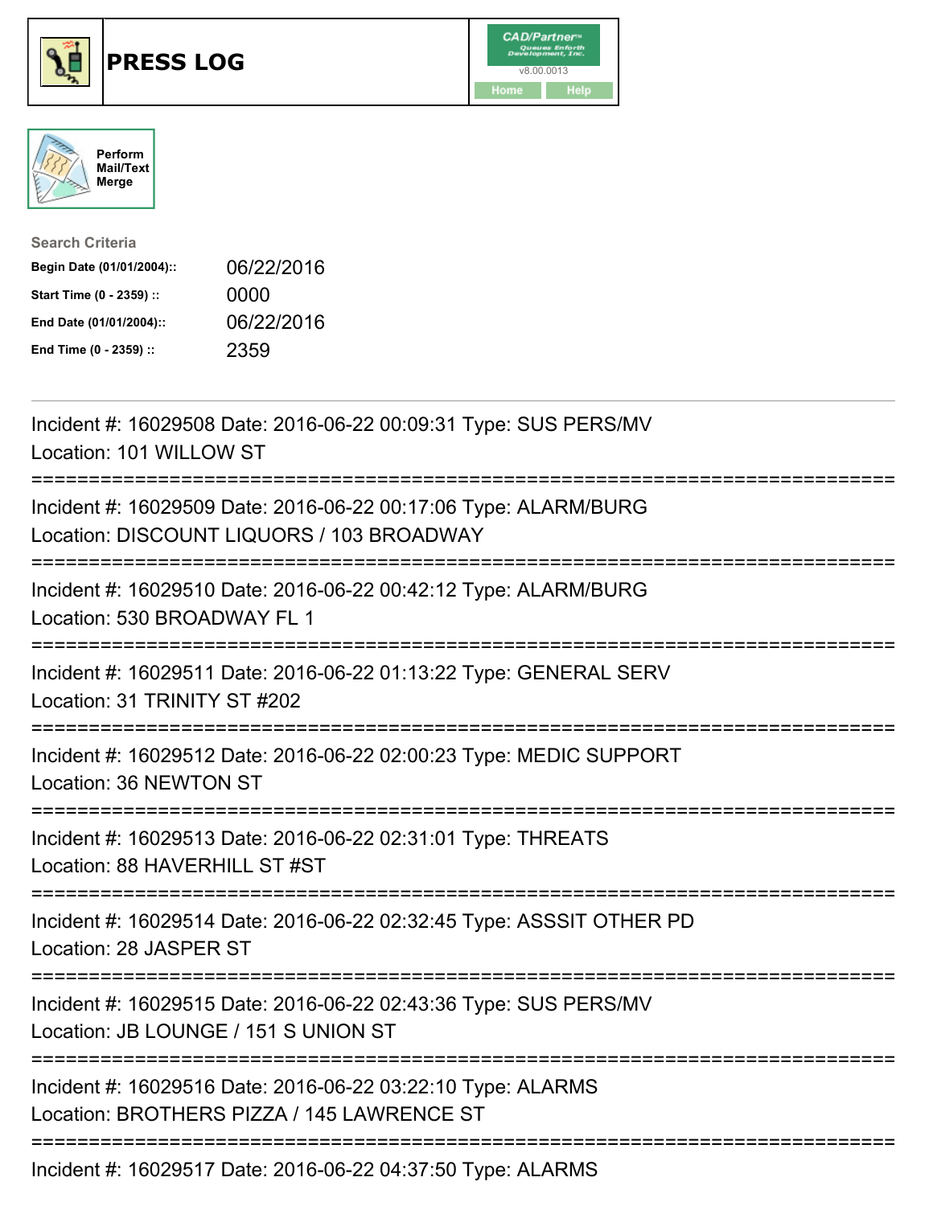# PRESS LOG

Perform Mail/Text Merge

Search Criteria

| | |
|---|---|
| **Begin Date (01/01/2004)::** | 06/22/2016 |
| **Start Time (0 - 2359) ::** | 0000 |
| **End Date (01/01/2004)::** | 06/22/2016 |
| **End Time (0 - 2359) ::** | 2359 |

---

Incident #: 16029508 Date: 2016-06-22 00:09:31 Type: SUS PERS/MV
Location: 101 WILLOW ST

===========================================================================

Incident #: 16029509 Date: 2016-06-22 00:17:06 Type: ALARM/BURG
Location: DISCOUNT LIQUORS / 103 BROADWAY

===========================================================================

Incident #: 16029510 Date: 2016-06-22 00:42:12 Type: ALARM/BURG
Location: 530 BROADWAY FL 1

===========================================================================

Incident #: 16029511 Date: 2016-06-22 01:13:22 Type: GENERAL SERV
Location: 31 TRINITY ST #202

===========================================================================

Incident #: 16029512 Date: 2016-06-22 02:00:23 Type: MEDIC SUPPORT
Location: 36 NEWTON ST

===========================================================================

Incident #: 16029513 Date: 2016-06-22 02:31:01 Type: THREATS
Location: 88 HAVERHILL ST #ST

===========================================================================

Incident #: 16029514 Date: 2016-06-22 02:32:45 Type: ASSSIT OTHER PD
Location: 28 JASPER ST

===========================================================================

Incident #: 16029515 Date: 2016-06-22 02:43:36 Type: SUS PERS/MV
Location: JB LOUNGE / 151 S UNION ST

===========================================================================

Incident #: 16029516 Date: 2016-06-22 03:22:10 Type: ALARMS
Location: BROTHERS PIZZA / 145 LAWRENCE ST

===========================================================================

Incident #: 16029517 Date: 2016-06-22 04:37:50 Type: ALARMS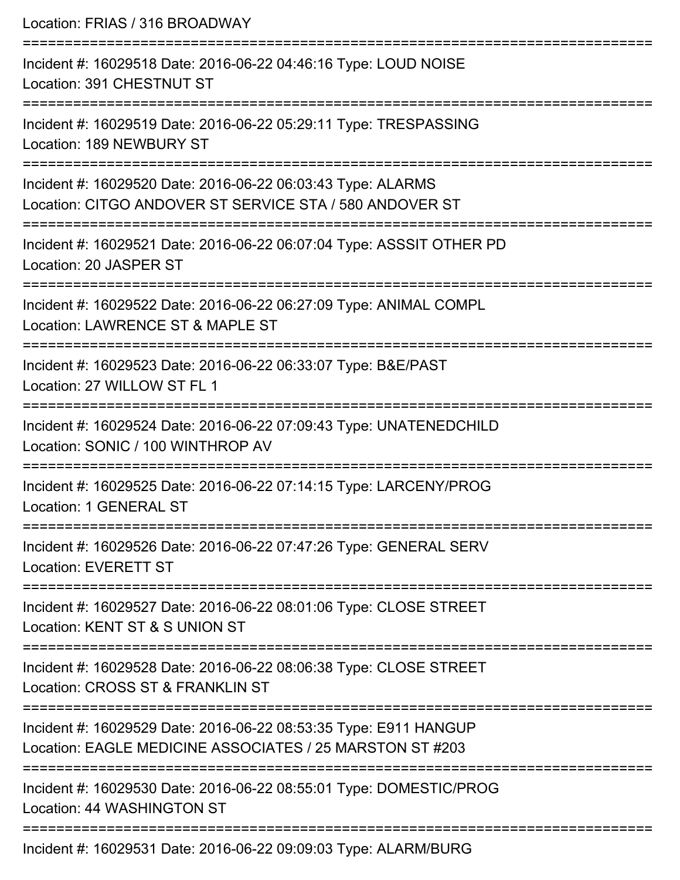Location: FRIAS / 316 BROADWAY

===========================================================================

Incident #: 16029518 Date: 2016-06-22 04:46:16 Type: LOUD NOISE
Location: 391 CHESTNUT ST

===========================================================================

Incident #: 16029519 Date: 2016-06-22 05:29:11 Type: TRESPASSING
Location: 189 NEWBURY ST

===========================================================================

Incident #: 16029520 Date: 2016-06-22 06:03:43 Type: ALARMS
Location: CITGO ANDOVER ST SERVICE STA / 580 ANDOVER ST

===========================================================================

Incident #: 16029521 Date: 2016-06-22 06:07:04 Type: ASSSIT OTHER PD
Location: 20 JASPER ST

===========================================================================

Incident #: 16029522 Date: 2016-06-22 06:27:09 Type: ANIMAL COMPL
Location: LAWRENCE ST & MAPLE ST

===========================================================================

Incident #: 16029523 Date: 2016-06-22 06:33:07 Type: B&E/PAST
Location: 27 WILLOW ST FL 1

===========================================================================

Incident #: 16029524 Date: 2016-06-22 07:09:43 Type: UNATENEDCHILD
Location: SONIC / 100 WINTHROP AV

===========================================================================

Incident #: 16029525 Date: 2016-06-22 07:14:15 Type: LARCENY/PROG
Location: 1 GENERAL ST

===========================================================================

Incident #: 16029526 Date: 2016-06-22 07:47:26 Type: GENERAL SERV
Location: EVERETT ST

===========================================================================

Incident #: 16029527 Date: 2016-06-22 08:01:06 Type: CLOSE STREET
Location: KENT ST & S UNION ST

===========================================================================

Incident #: 16029528 Date: 2016-06-22 08:06:38 Type: CLOSE STREET
Location: CROSS ST & FRANKLIN ST

===========================================================================

Incident #: 16029529 Date: 2016-06-22 08:53:35 Type: E911 HANGUP
Location: EAGLE MEDICINE ASSOCIATES / 25 MARSTON ST #203

===========================================================================

Incident #: 16029530 Date: 2016-06-22 08:55:01 Type: DOMESTIC/PROG
Location: 44 WASHINGTON ST

===========================================================================

Incident #: 16029531 Date: 2016-06-22 09:09:03 Type: ALARM/BURG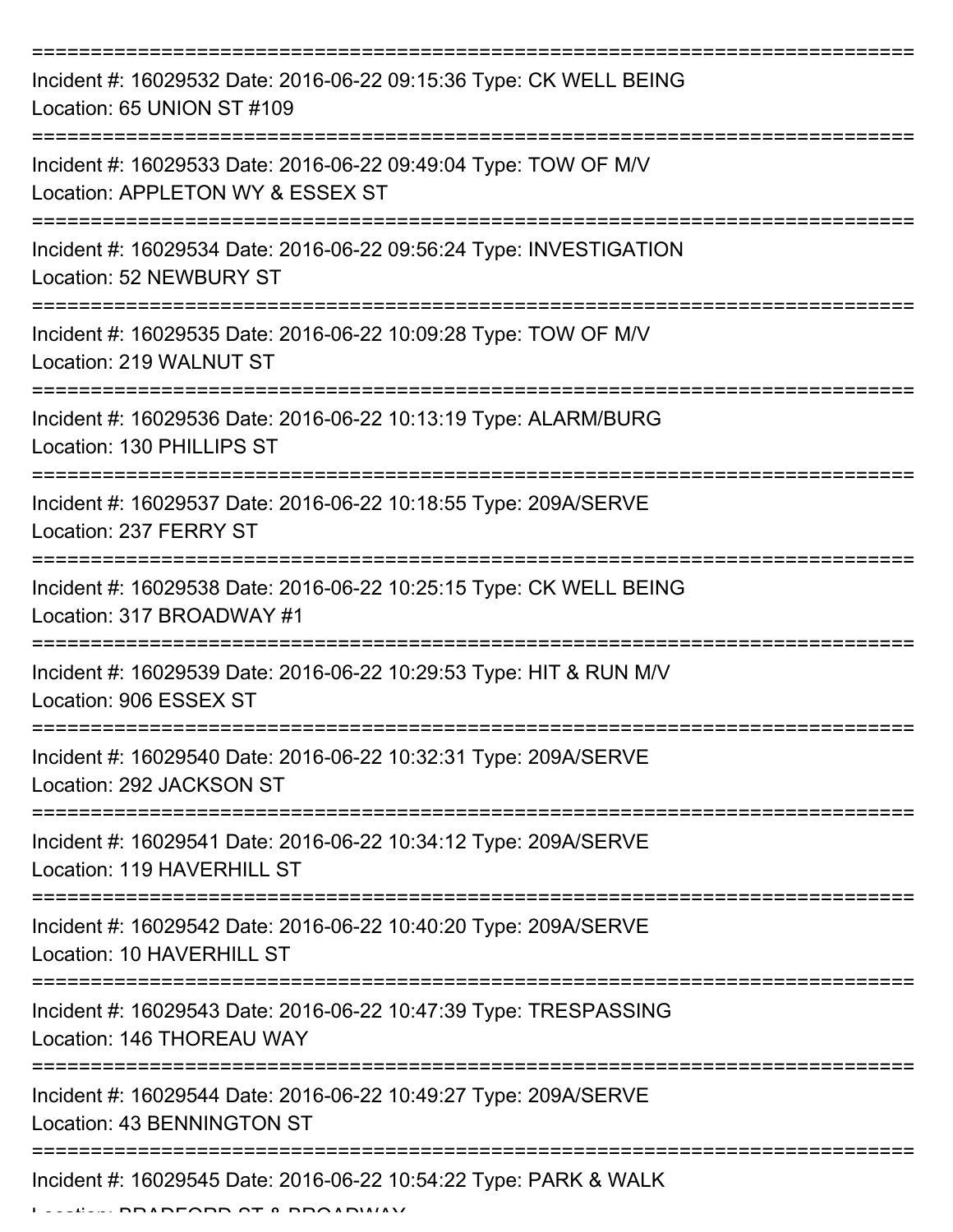Incident #: 16029532 Date: 2016-06-22 09:15:36 Type: CK WELL BEING
Location: 65 UNION ST #109

Incident #: 16029533 Date: 2016-06-22 09:49:04 Type: TOW OF M/V
Location: APPLETON WY & ESSEX ST

Incident #: 16029534 Date: 2016-06-22 09:56:24 Type: INVESTIGATION
Location: 52 NEWBURY ST

Incident #: 16029535 Date: 2016-06-22 10:09:28 Type: TOW OF M/V
Location: 219 WALNUT ST

Incident #: 16029536 Date: 2016-06-22 10:13:19 Type: ALARM/BURG
Location: 130 PHILLIPS ST

Incident #: 16029537 Date: 2016-06-22 10:18:55 Type: 209A/SERVE
Location: 237 FERRY ST

Incident #: 16029538 Date: 2016-06-22 10:25:15 Type: CK WELL BEING
Location: 317 BROADWAY #1

Incident #: 16029539 Date: 2016-06-22 10:29:53 Type: HIT & RUN M/V
Location: 906 ESSEX ST

Incident #: 16029540 Date: 2016-06-22 10:32:31 Type: 209A/SERVE
Location: 292 JACKSON ST

Incident #: 16029541 Date: 2016-06-22 10:34:12 Type: 209A/SERVE
Location: 119 HAVERHILL ST

Incident #: 16029542 Date: 2016-06-22 10:40:20 Type: 209A/SERVE
Location: 10 HAVERHILL ST

Incident #: 16029543 Date: 2016-06-22 10:47:39 Type: TRESPASSING
Location: 146 THOREAU WAY

Incident #: 16029544 Date: 2016-06-22 10:49:27 Type: 209A/SERVE
Location: 43 BENNINGTON ST

Incident #: 16029545 Date: 2016-06-22 10:54:22 Type: PARK & WALK
Location: BRADFORD ST & BROADWAY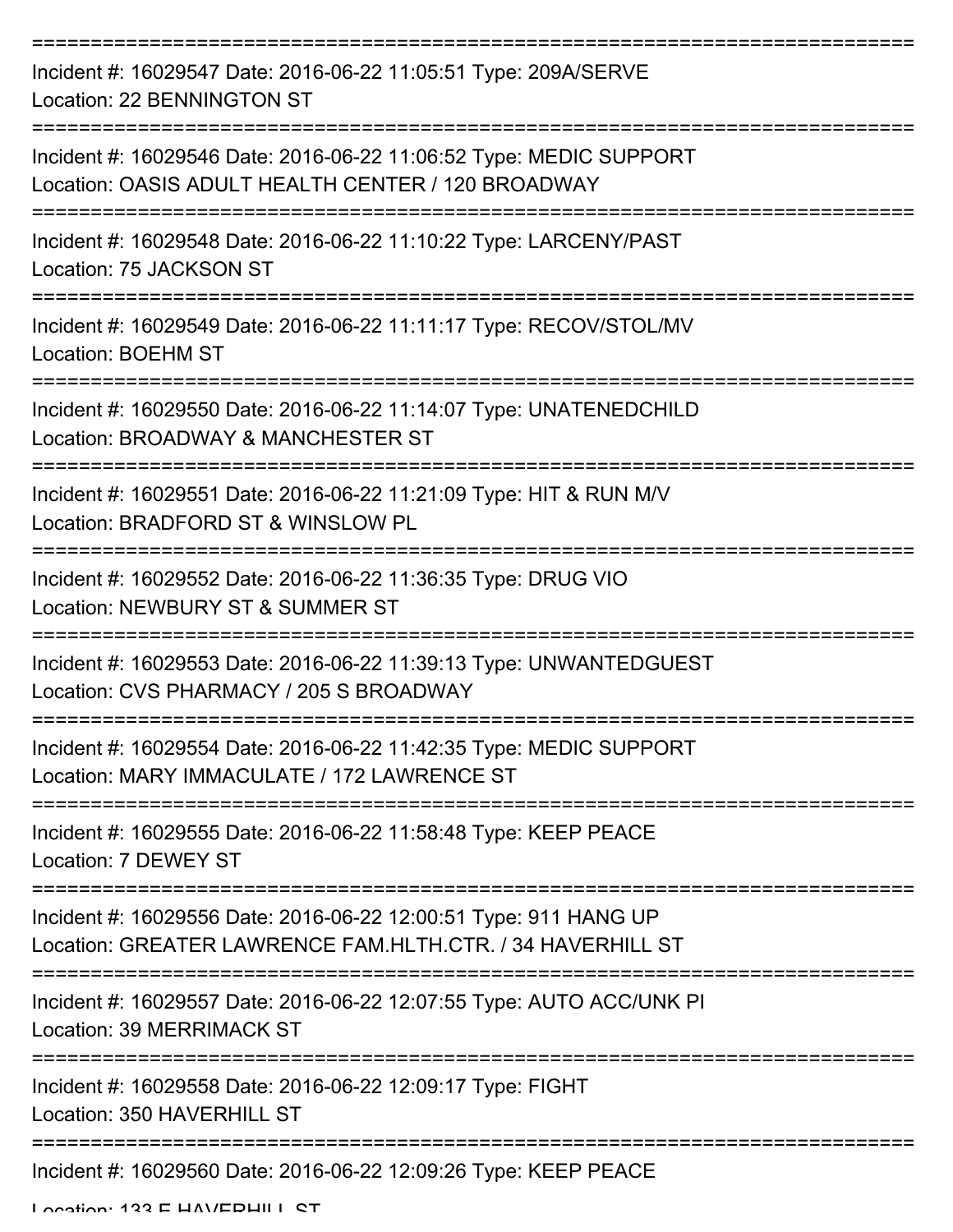===========================================================================

Incident #: 16029547 Date: 2016-06-22 11:05:51 Type: 209A/SERVE
Location: 22 BENNINGTON ST

===========================================================================

Incident #: 16029546 Date: 2016-06-22 11:06:52 Type: MEDIC SUPPORT
Location: OASIS ADULT HEALTH CENTER / 120 BROADWAY

===========================================================================

Incident #: 16029548 Date: 2016-06-22 11:10:22 Type: LARCENY/PAST
Location: 75 JACKSON ST

===========================================================================

Incident #: 16029549 Date: 2016-06-22 11:11:17 Type: RECOV/STOL/MV
Location: BOEHM ST

===========================================================================

Incident #: 16029550 Date: 2016-06-22 11:14:07 Type: UNATENEDCHILD
Location: BROADWAY & MANCHESTER ST

===========================================================================

Incident #: 16029551 Date: 2016-06-22 11:21:09 Type: HIT & RUN M/V
Location: BRADFORD ST & WINSLOW PL

===========================================================================

Incident #: 16029552 Date: 2016-06-22 11:36:35 Type: DRUG VIO
Location: NEWBURY ST & SUMMER ST

===========================================================================

Incident #: 16029553 Date: 2016-06-22 11:39:13 Type: UNWANTEDGUEST
Location: CVS PHARMACY / 205 S BROADWAY

===========================================================================

Incident #: 16029554 Date: 2016-06-22 11:42:35 Type: MEDIC SUPPORT
Location: MARY IMMACULATE / 172 LAWRENCE ST

===========================================================================

Incident #: 16029555 Date: 2016-06-22 11:58:48 Type: KEEP PEACE
Location: 7 DEWEY ST

===========================================================================

Incident #: 16029556 Date: 2016-06-22 12:00:51 Type: 911 HANG UP
Location: GREATER LAWRENCE FAM.HLTH.CTR. / 34 HAVERHILL ST

===========================================================================

Incident #: 16029557 Date: 2016-06-22 12:07:55 Type: AUTO ACC/UNK PI
Location: 39 MERRIMACK ST

===========================================================================

Incident #: 16029558 Date: 2016-06-22 12:09:17 Type: FIGHT
Location: 350 HAVERHILL ST

===========================================================================

Incident #: 16029560 Date: 2016-06-22 12:09:26 Type: KEEP PEACE
Location: 133 E HAVERHILL ST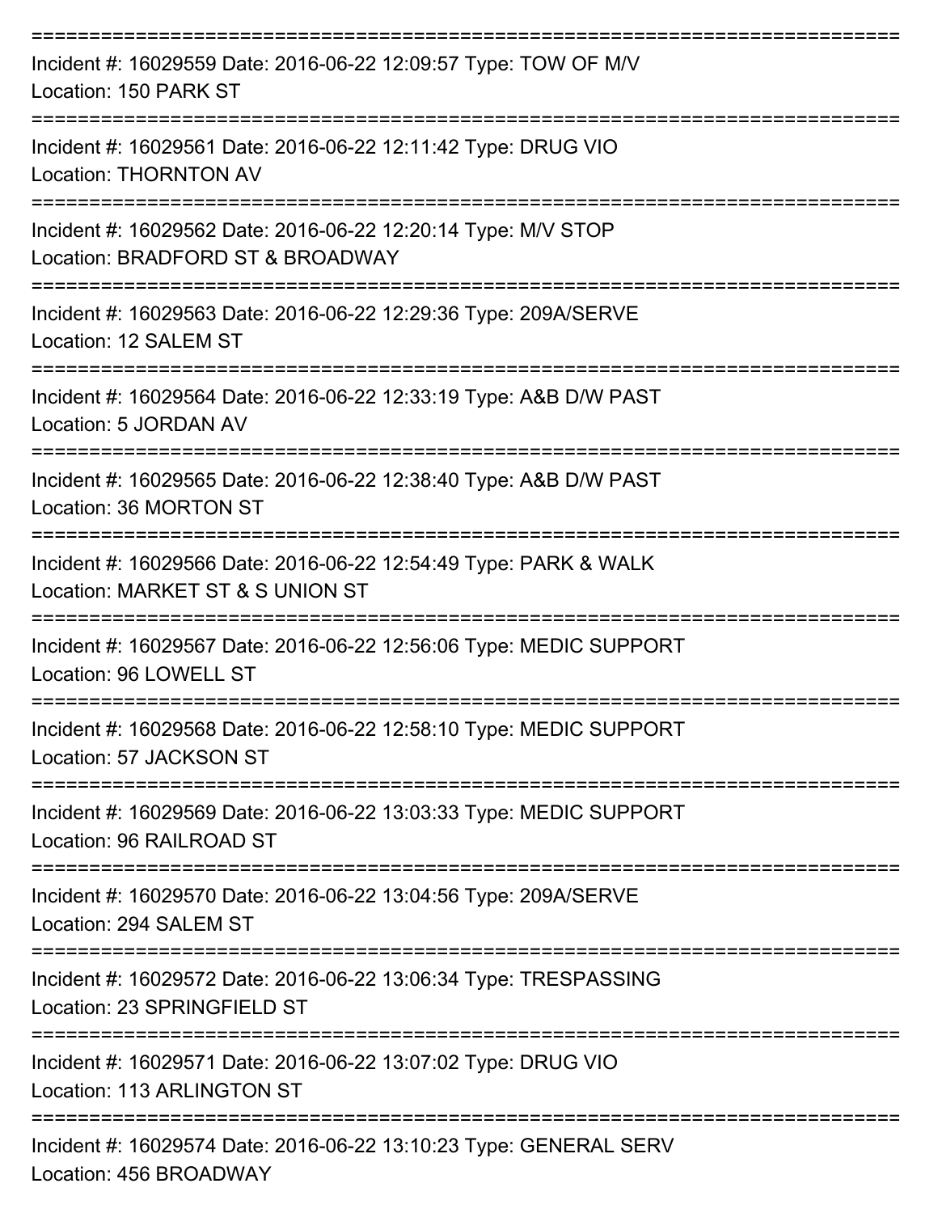===========================================================================

Incident #: 16029559 Date: 2016-06-22 12:09:57 Type: TOW OF M/V
Location: 150 PARK ST

===========================================================================

Incident #: 16029561 Date: 2016-06-22 12:11:42 Type: DRUG VIO
Location: THORNTON AV

===========================================================================

Incident #: 16029562 Date: 2016-06-22 12:20:14 Type: M/V STOP
Location: BRADFORD ST & BROADWAY

===========================================================================

Incident #: 16029563 Date: 2016-06-22 12:29:36 Type: 209A/SERVE
Location: 12 SALEM ST

===========================================================================

Incident #: 16029564 Date: 2016-06-22 12:33:19 Type: A&B D/W PAST
Location: 5 JORDAN AV

===========================================================================

Incident #: 16029565 Date: 2016-06-22 12:38:40 Type: A&B D/W PAST
Location: 36 MORTON ST

===========================================================================

Incident #: 16029566 Date: 2016-06-22 12:54:49 Type: PARK & WALK
Location: MARKET ST & S UNION ST

===========================================================================

Incident #: 16029567 Date: 2016-06-22 12:56:06 Type: MEDIC SUPPORT
Location: 96 LOWELL ST

===========================================================================

Incident #: 16029568 Date: 2016-06-22 12:58:10 Type: MEDIC SUPPORT
Location: 57 JACKSON ST

===========================================================================

Incident #: 16029569 Date: 2016-06-22 13:03:33 Type: MEDIC SUPPORT
Location: 96 RAILROAD ST

===========================================================================

Incident #: 16029570 Date: 2016-06-22 13:04:56 Type: 209A/SERVE
Location: 294 SALEM ST

===========================================================================

Incident #: 16029572 Date: 2016-06-22 13:06:34 Type: TRESPASSING
Location: 23 SPRINGFIELD ST

===========================================================================

Incident #: 16029571 Date: 2016-06-22 13:07:02 Type: DRUG VIO
Location: 113 ARLINGTON ST

===========================================================================

Incident #: 16029574 Date: 2016-06-22 13:10:23 Type: GENERAL SERV
Location: 456 BROADWAY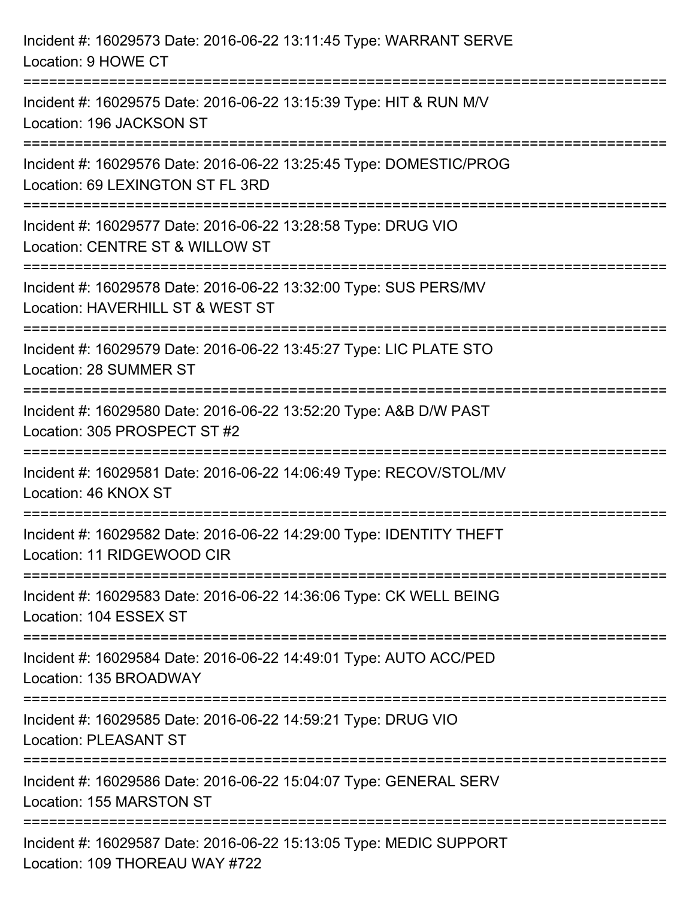Incident #: 16029573 Date: 2016-06-22 13:11:45 Type: WARRANT SERVE
Location: 9 HOWE CT

===========================================================================

Incident #: 16029575 Date: 2016-06-22 13:15:39 Type: HIT & RUN M/V
Location: 196 JACKSON ST

===========================================================================

Incident #: 16029576 Date: 2016-06-22 13:25:45 Type: DOMESTIC/PROG
Location: 69 LEXINGTON ST FL 3RD

===========================================================================

Incident #: 16029577 Date: 2016-06-22 13:28:58 Type: DRUG VIO
Location: CENTRE ST & WILLOW ST

===========================================================================

Incident #: 16029578 Date: 2016-06-22 13:32:00 Type: SUS PERS/MV
Location: HAVERHILL ST & WEST ST

===========================================================================

Incident #: 16029579 Date: 2016-06-22 13:45:27 Type: LIC PLATE STO
Location: 28 SUMMER ST

===========================================================================

Incident #: 16029580 Date: 2016-06-22 13:52:20 Type: A&B D/W PAST
Location: 305 PROSPECT ST #2

===========================================================================

Incident #: 16029581 Date: 2016-06-22 14:06:49 Type: RECOV/STOL/MV
Location: 46 KNOX ST

===========================================================================

Incident #: 16029582 Date: 2016-06-22 14:29:00 Type: IDENTITY THEFT
Location: 11 RIDGEWOOD CIR

===========================================================================

Incident #: 16029583 Date: 2016-06-22 14:36:06 Type: CK WELL BEING
Location: 104 ESSEX ST

===========================================================================

Incident #: 16029584 Date: 2016-06-22 14:49:01 Type: AUTO ACC/PED
Location: 135 BROADWAY

===========================================================================

Incident #: 16029585 Date: 2016-06-22 14:59:21 Type: DRUG VIO
Location: PLEASANT ST

===========================================================================

Incident #: 16029586 Date: 2016-06-22 15:04:07 Type: GENERAL SERV
Location: 155 MARSTON ST

===========================================================================

Incident #: 16029587 Date: 2016-06-22 15:13:05 Type: MEDIC SUPPORT
Location: 109 THOREAU WAY #722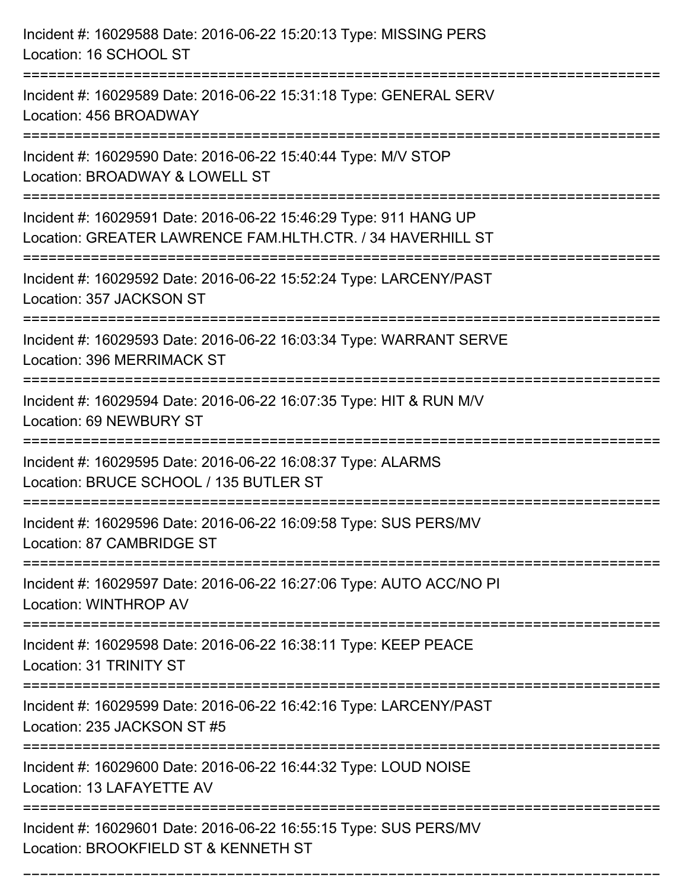Incident #: 16029588 Date: 2016-06-22 15:20:13 Type: MISSING PERS
Location: 16 SCHOOL ST

===========================================================================

Incident #: 16029589 Date: 2016-06-22 15:31:18 Type: GENERAL SERV
Location: 456 BROADWAY

===========================================================================

Incident #: 16029590 Date: 2016-06-22 15:40:44 Type: M/V STOP
Location: BROADWAY & LOWELL ST

===========================================================================

Incident #: 16029591 Date: 2016-06-22 15:46:29 Type: 911 HANG UP
Location: GREATER LAWRENCE FAM.HLTH.CTR. / 34 HAVERHILL ST

===========================================================================

Incident #: 16029592 Date: 2016-06-22 15:52:24 Type: LARCENY/PAST
Location: 357 JACKSON ST

===========================================================================

Incident #: 16029593 Date: 2016-06-22 16:03:34 Type: WARRANT SERVE
Location: 396 MERRIMACK ST

===========================================================================

Incident #: 16029594 Date: 2016-06-22 16:07:35 Type: HIT & RUN M/V
Location: 69 NEWBURY ST

===========================================================================

Incident #: 16029595 Date: 2016-06-22 16:08:37 Type: ALARMS
Location: BRUCE SCHOOL / 135 BUTLER ST

===========================================================================

Incident #: 16029596 Date: 2016-06-22 16:09:58 Type: SUS PERS/MV
Location: 87 CAMBRIDGE ST

===========================================================================

Incident #: 16029597 Date: 2016-06-22 16:27:06 Type: AUTO ACC/NO PI
Location: WINTHROP AV

===========================================================================

Incident #: 16029598 Date: 2016-06-22 16:38:11 Type: KEEP PEACE
Location: 31 TRINITY ST

===========================================================================

Incident #: 16029599 Date: 2016-06-22 16:42:16 Type: LARCENY/PAST
Location: 235 JACKSON ST #5

===========================================================================

Incident #: 16029600 Date: 2016-06-22 16:44:32 Type: LOUD NOISE
Location: 13 LAFAYETTE AV

===========================================================================

Incident #: 16029601 Date: 2016-06-22 16:55:15 Type: SUS PERS/MV
Location: BROOKFIELD ST & KENNETH ST

===========================================================================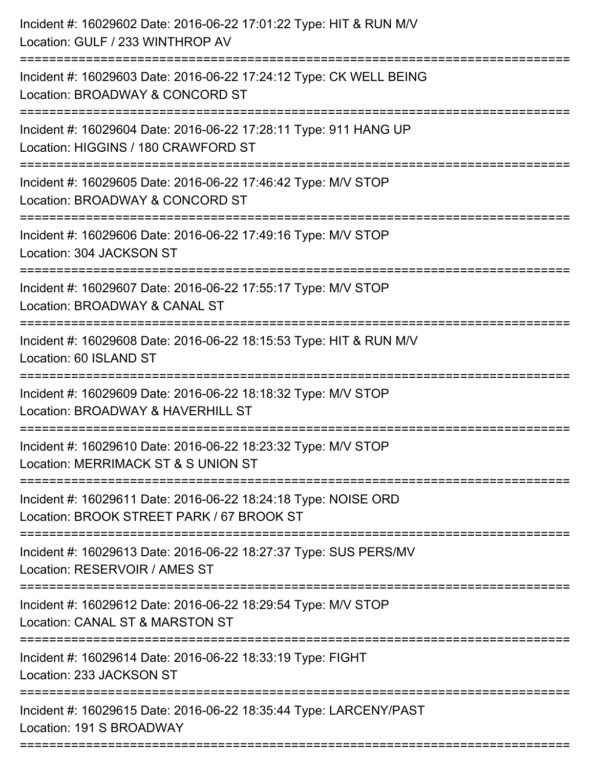Incident #: 16029602 Date: 2016-06-22 17:01:22 Type: HIT & RUN M/V
Location: GULF / 233 WINTHROP AV

===========================================================================

Incident #: 16029603 Date: 2016-06-22 17:24:12 Type: CK WELL BEING
Location: BROADWAY & CONCORD ST

===========================================================================

Incident #: 16029604 Date: 2016-06-22 17:28:11 Type: 911 HANG UP
Location: HIGGINS / 180 CRAWFORD ST

===========================================================================

Incident #: 16029605 Date: 2016-06-22 17:46:42 Type: M/V STOP
Location: BROADWAY & CONCORD ST

===========================================================================

Incident #: 16029606 Date: 2016-06-22 17:49:16 Type: M/V STOP
Location: 304 JACKSON ST

===========================================================================

Incident #: 16029607 Date: 2016-06-22 17:55:17 Type: M/V STOP
Location: BROADWAY & CANAL ST

===========================================================================

Incident #: 16029608 Date: 2016-06-22 18:15:53 Type: HIT & RUN M/V
Location: 60 ISLAND ST

===========================================================================

Incident #: 16029609 Date: 2016-06-22 18:18:32 Type: M/V STOP
Location: BROADWAY & HAVERHILL ST

===========================================================================

Incident #: 16029610 Date: 2016-06-22 18:23:32 Type: M/V STOP
Location: MERRIMACK ST & S UNION ST

===========================================================================

Incident #: 16029611 Date: 2016-06-22 18:24:18 Type: NOISE ORD
Location: BROOK STREET PARK / 67 BROOK ST

===========================================================================

Incident #: 16029613 Date: 2016-06-22 18:27:37 Type: SUS PERS/MV
Location: RESERVOIR / AMES ST

===========================================================================

Incident #: 16029612 Date: 2016-06-22 18:29:54 Type: M/V STOP
Location: CANAL ST & MARSTON ST

===========================================================================

Incident #: 16029614 Date: 2016-06-22 18:33:19 Type: FIGHT
Location: 233 JACKSON ST

===========================================================================

Incident #: 16029615 Date: 2016-06-22 18:35:44 Type: LARCENY/PAST
Location: 191 S BROADWAY

===========================================================================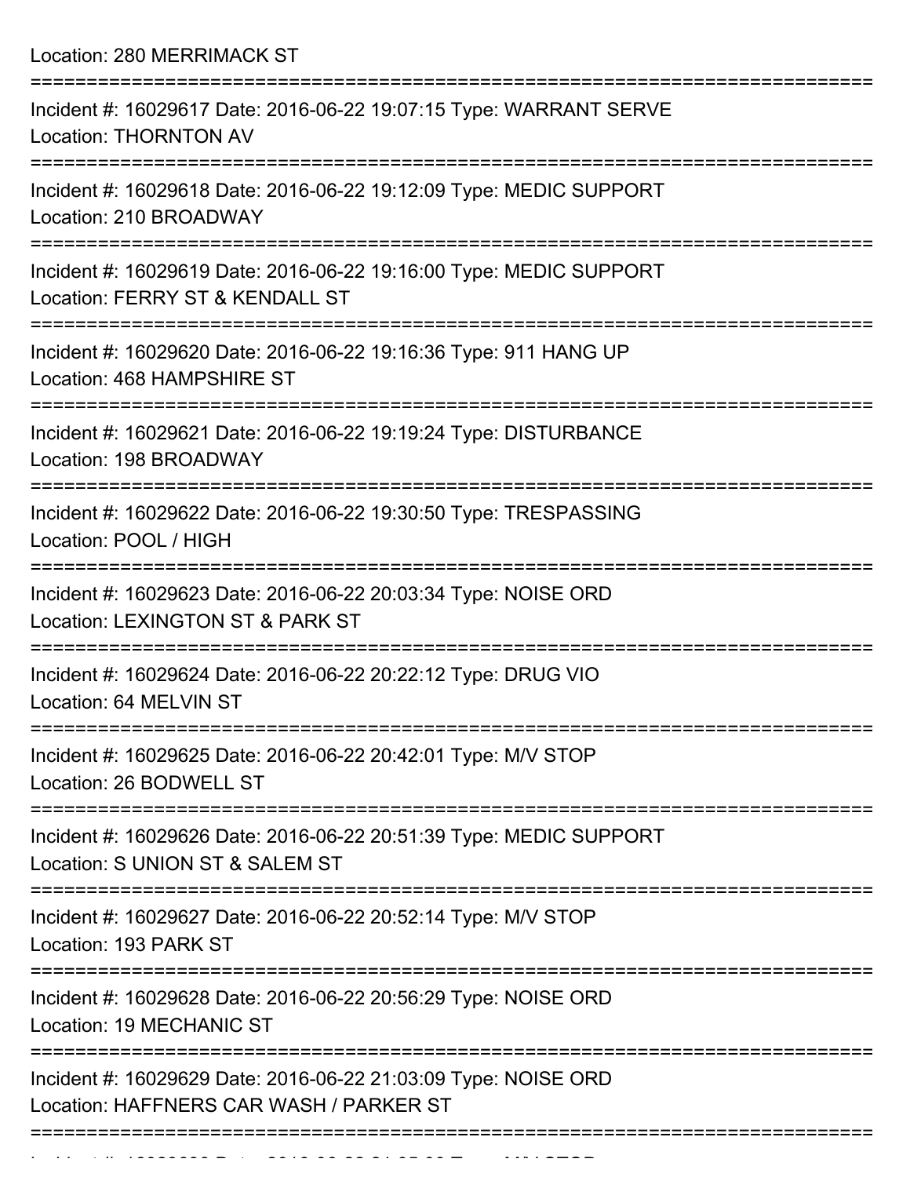Location: 280 MERRIMACK ST

===========================================================================

Incident #: 16029617 Date: 2016-06-22 19:07:15 Type: WARRANT SERVE
Location: THORNTON AV

===========================================================================

Incident #: 16029618 Date: 2016-06-22 19:12:09 Type: MEDIC SUPPORT
Location: 210 BROADWAY

===========================================================================

Incident #: 16029619 Date: 2016-06-22 19:16:00 Type: MEDIC SUPPORT
Location: FERRY ST & KENDALL ST

===========================================================================

Incident #: 16029620 Date: 2016-06-22 19:16:36 Type: 911 HANG UP
Location: 468 HAMPSHIRE ST

===========================================================================

Incident #: 16029621 Date: 2016-06-22 19:19:24 Type: DISTURBANCE
Location: 198 BROADWAY

===========================================================================

Incident #: 16029622 Date: 2016-06-22 19:30:50 Type: TRESPASSING
Location: POOL / HIGH

===========================================================================

Incident #: 16029623 Date: 2016-06-22 20:03:34 Type: NOISE ORD
Location: LEXINGTON ST & PARK ST

===========================================================================

Incident #: 16029624 Date: 2016-06-22 20:22:12 Type: DRUG VIO
Location: 64 MELVIN ST

===========================================================================

Incident #: 16029625 Date: 2016-06-22 20:42:01 Type: M/V STOP
Location: 26 BODWELL ST

===========================================================================

Incident #: 16029626 Date: 2016-06-22 20:51:39 Type: MEDIC SUPPORT
Location: S UNION ST & SALEM ST

===========================================================================

Incident #: 16029627 Date: 2016-06-22 20:52:14 Type: M/V STOP
Location: 193 PARK ST

===========================================================================

Incident #: 16029628 Date: 2016-06-22 20:56:29 Type: NOISE ORD
Location: 19 MECHANIC ST

===========================================================================

Incident #: 16029629 Date: 2016-06-22 21:03:09 Type: NOISE ORD
Location: HAFFNERS CAR WASH / PARKER ST

===========================================================================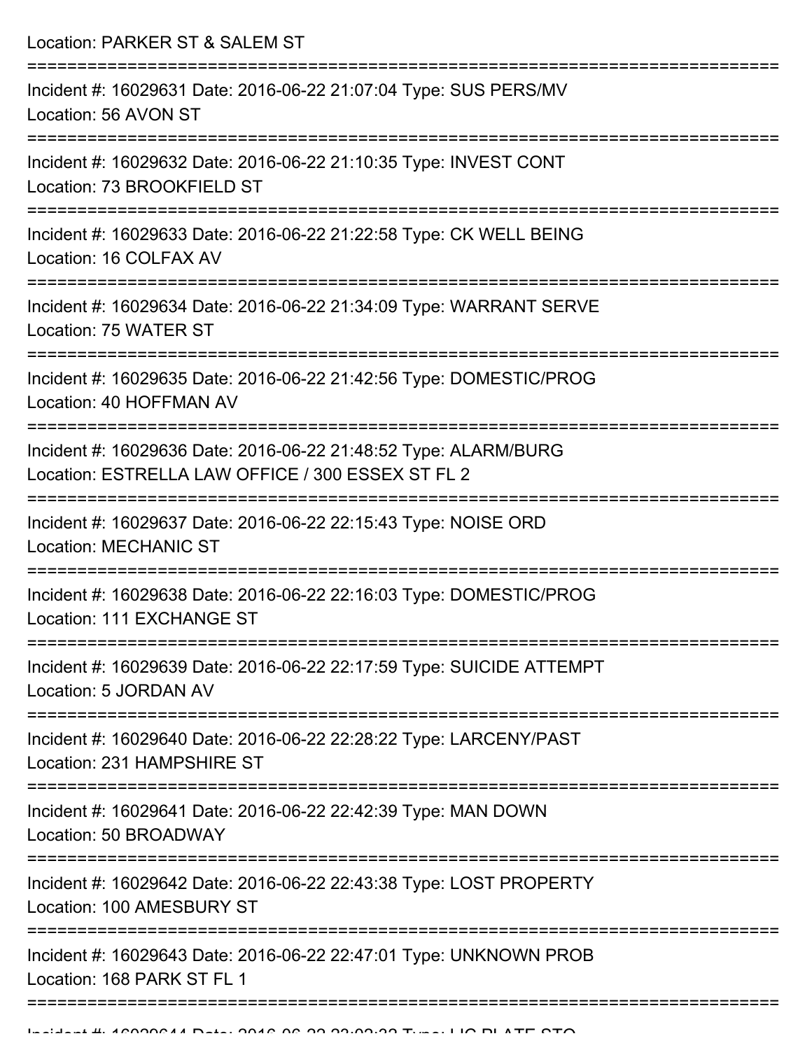Location: PARKER ST & SALEM ST

===========================================================================

Incident #: 16029631 Date: 2016-06-22 21:07:04 Type: SUS PERS/MV
Location: 56 AVON ST

===========================================================================

Incident #: 16029632 Date: 2016-06-22 21:10:35 Type: INVEST CONT
Location: 73 BROOKFIELD ST

===========================================================================

Incident #: 16029633 Date: 2016-06-22 21:22:58 Type: CK WELL BEING
Location: 16 COLFAX AV

===========================================================================

Incident #: 16029634 Date: 2016-06-22 21:34:09 Type: WARRANT SERVE
Location: 75 WATER ST

===========================================================================

Incident #: 16029635 Date: 2016-06-22 21:42:56 Type: DOMESTIC/PROG
Location: 40 HOFFMAN AV

===========================================================================

Incident #: 16029636 Date: 2016-06-22 21:48:52 Type: ALARM/BURG
Location: ESTRELLA LAW OFFICE / 300 ESSEX ST FL 2

===========================================================================

Incident #: 16029637 Date: 2016-06-22 22:15:43 Type: NOISE ORD
Location: MECHANIC ST

===========================================================================

Incident #: 16029638 Date: 2016-06-22 22:16:03 Type: DOMESTIC/PROG
Location: 111 EXCHANGE ST

===========================================================================

Incident #: 16029639 Date: 2016-06-22 22:17:59 Type: SUICIDE ATTEMPT
Location: 5 JORDAN AV

===========================================================================

Incident #: 16029640 Date: 2016-06-22 22:28:22 Type: LARCENY/PAST
Location: 231 HAMPSHIRE ST

===========================================================================

Incident #: 16029641 Date: 2016-06-22 22:42:39 Type: MAN DOWN
Location: 50 BROADWAY

===========================================================================

Incident #: 16029642 Date: 2016-06-22 22:43:38 Type: LOST PROPERTY
Location: 100 AMESBURY ST

===========================================================================

Incident #: 16029643 Date: 2016-06-22 22:47:01 Type: UNKNOWN PROB
Location: 168 PARK ST FL 1

===========================================================================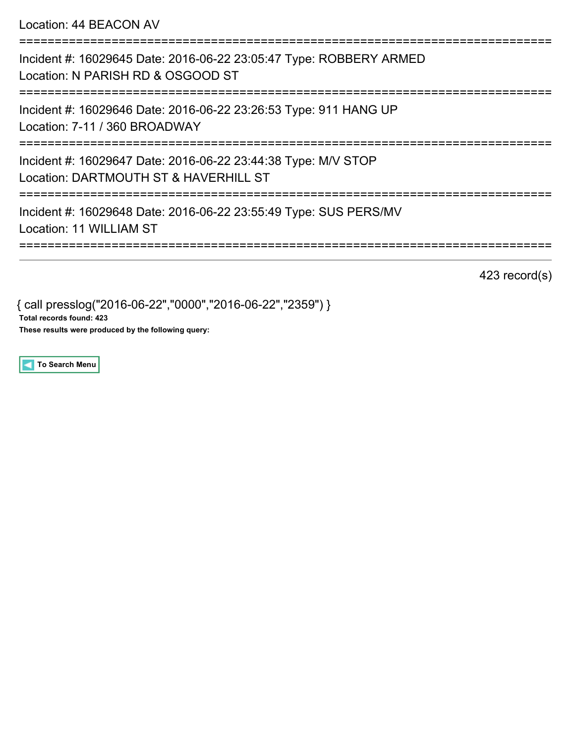Location: 44 BEACON AV

===========================================================================

Incident #: 16029645 Date: 2016-06-22 23:05:47 Type: ROBBERY ARMED
Location: N PARISH RD & OSGOOD ST

===========================================================================

Incident #: 16029646 Date: 2016-06-22 23:26:53 Type: 911 HANG UP
Location: 7-11 / 360 BROADWAY

===========================================================================

Incident #: 16029647 Date: 2016-06-22 23:44:38 Type: M/V STOP
Location: DARTMOUTH ST & HAVERHILL ST

===========================================================================

Incident #: 16029648 Date: 2016-06-22 23:55:49 Type: SUS PERS/MV
Location: 11 WILLIAM ST

===========================================================================

423 record(s)

{ call presslog("2016-06-22","0000","2016-06-22","2359") }

**Total records found: 423**

**These results were produced by the following query:**

To Search Menu